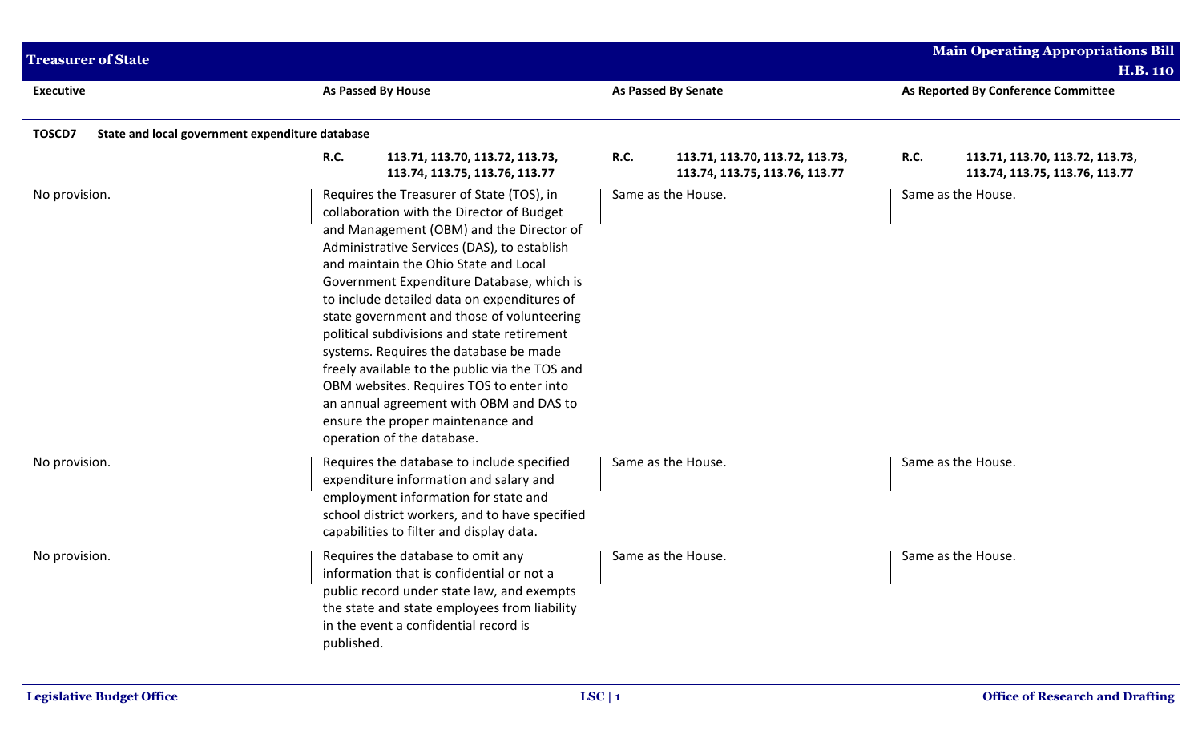| Executive | As Passed By House | As Passed By Senate | As Reported By Conference Committee |
|---|---|---|---|
| **TOSCD7 State and local government expenditure database** | | | |
| | **R.C. 113.71, 113.70, 113.72, 113.73, 113.74, 113.75, 113.76, 113.77** | **R.C. 113.71, 113.70, 113.72, 113.73, 113.74, 113.75, 113.76, 113.77** | **R.C. 113.71, 113.70, 113.72, 113.73, 113.74, 113.75, 113.76, 113.77** |
| No provision. | Requires the Treasurer of State (TOS), in collaboration with the Director of Budget and Management (OBM) and the Director of Administrative Services (DAS), to establish and maintain the Ohio State and Local Government Expenditure Database, which is to include detailed data on expenditures of state government and those of volunteering political subdivisions and state retirement systems. Requires the database be made freely available to the public via the TOS and OBM websites. Requires TOS to enter into an annual agreement with OBM and DAS to ensure the proper maintenance and operation of the database. | Same as the House. | Same as the House. |
| No provision. | Requires the database to include specified expenditure information and salary and employment information for state and school district workers, and to have specified capabilities to filter and display data. | Same as the House. | Same as the House. |
| No provision. | Requires the database to omit any information that is confidential or not a public record under state law, and exempts the state and state employees from liability in the event a confidential record is published. | Same as the House. | Same as the House. |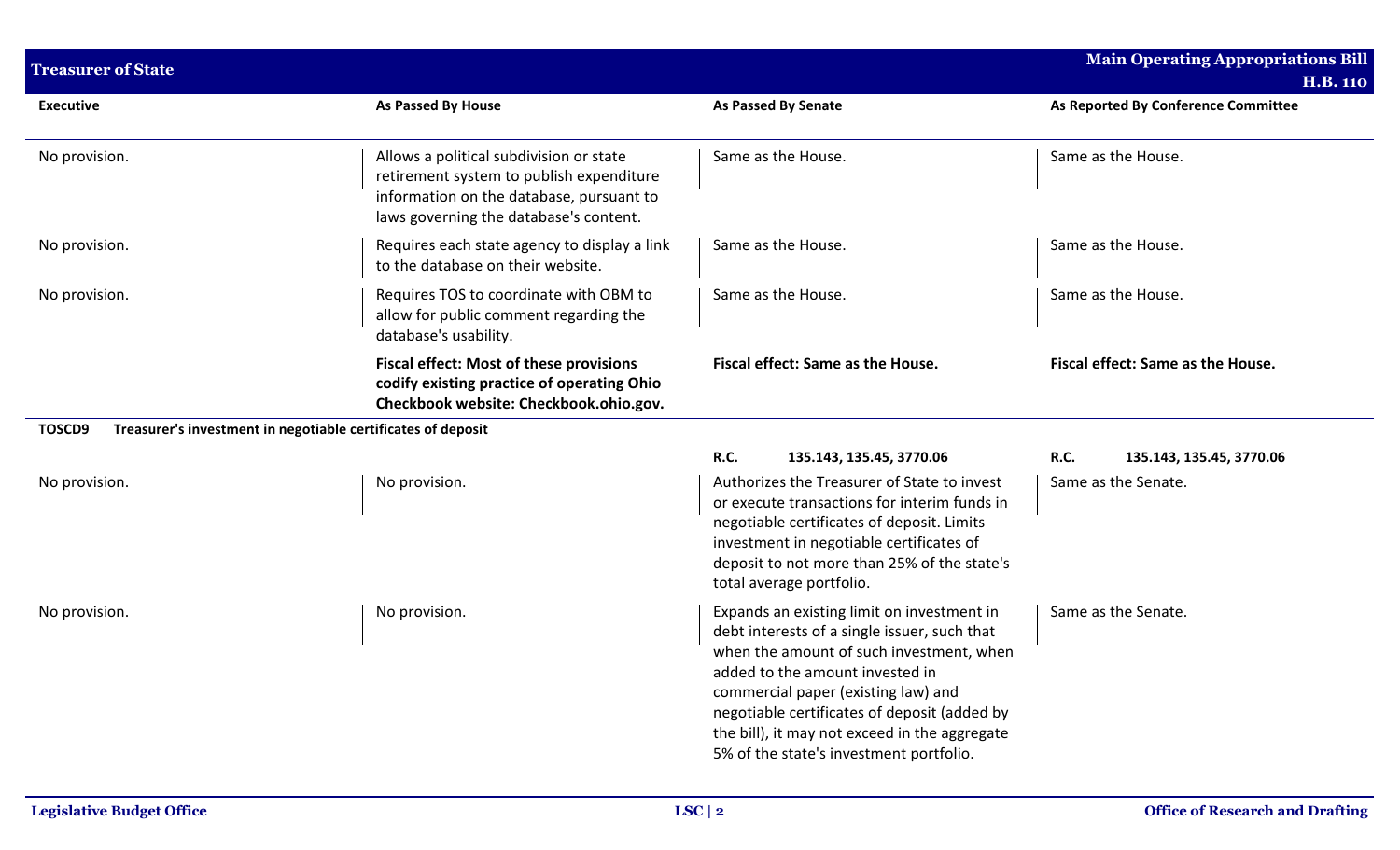| Executive | As Passed By House | As Passed By Senate | As Reported By Conference Committee |
|---|---|---|---|
| No provision. | Allows a political subdivision or state retirement system to publish expenditure information on the database, pursuant to laws governing the database's content. | Same as the House. | Same as the House. |
| No provision. | Requires each state agency to display a link to the database on their website. | Same as the House. | Same as the House. |
| No provision. | Requires TOS to coordinate with OBM to allow for public comment regarding the database's usability. | Same as the House. | Same as the House. |
| | **Fiscal effect: Most of these provisions codify existing practice of operating Ohio Checkbook website: Checkbook.ohio.gov.** | **Fiscal effect: Same as the House.** | **Fiscal effect: Same as the House.** |
| **TOSCD9 Treasurer's investment in negotiable certificates of deposit** | | | |
| | | **R.C. 135.143, 135.45, 3770.06** | **R.C. 135.143, 135.45, 3770.06** |
| No provision. | No provision. | Authorizes the Treasurer of State to invest or execute transactions for interim funds in negotiable certificates of deposit. Limits investment in negotiable certificates of deposit to not more than 25% of the state's total average portfolio. | Same as the Senate. |
| No provision. | No provision. | Expands an existing limit on investment in debt interests of a single issuer, such that when the amount of such investment, when added to the amount invested in commercial paper (existing law) and negotiable certificates of deposit (added by the bill), it may not exceed in the aggregate 5% of the state's investment portfolio. | Same as the Senate. |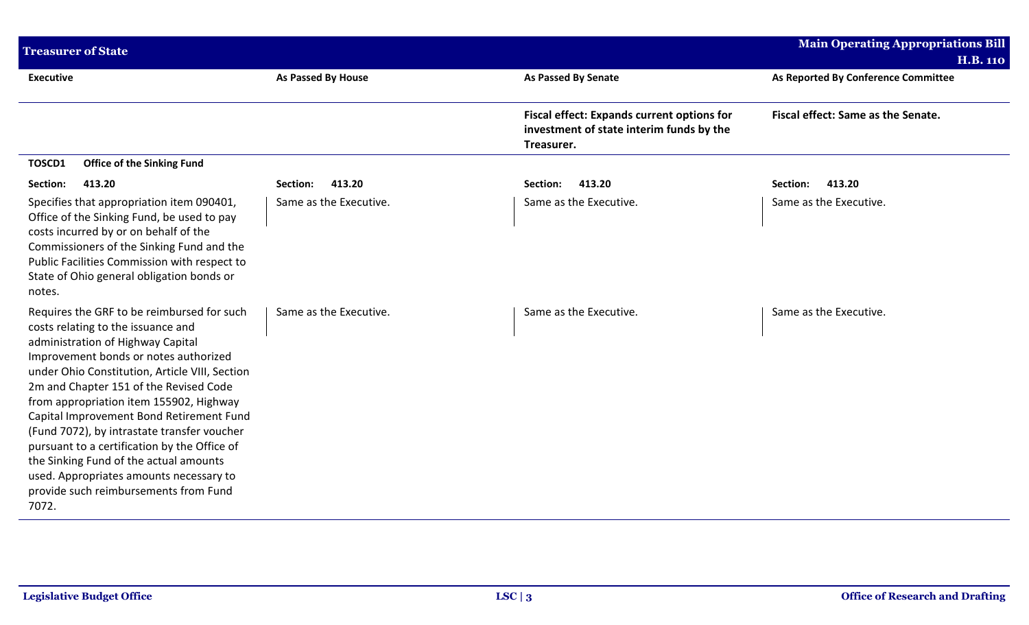| Executive | As Passed By House | As Passed By Senate | As Reported By Conference Committee |
|---|---|---|---|
| | | **Fiscal effect: Expands current options for investment of state interim funds by the Treasurer.** | **Fiscal effect: Same as the Senate.** |
| **TOSCD1 Office of the Sinking Fund** | | | |
| **Section: 413.20** | **Section: 413.20** | **Section: 413.20** | **Section: 413.20** |
| Specifies that appropriation item 090401, Office of the Sinking Fund, be used to pay costs incurred by or on behalf of the Commissioners of the Sinking Fund and the Public Facilities Commission with respect to State of Ohio general obligation bonds or notes. | Same as the Executive. | Same as the Executive. | Same as the Executive. |
| Requires the GRF to be reimbursed for such costs relating to the issuance and administration of Highway Capital Improvement bonds or notes authorized under Ohio Constitution, Article VIII, Section 2m and Chapter 151 of the Revised Code from appropriation item 155902, Highway Capital Improvement Bond Retirement Fund (Fund 7072), by intrastate transfer voucher pursuant to a certification by the Office of the Sinking Fund of the actual amounts used. Appropriates amounts necessary to provide such reimbursements from Fund 7072. | Same as the Executive. | Same as the Executive. | Same as the Executive. |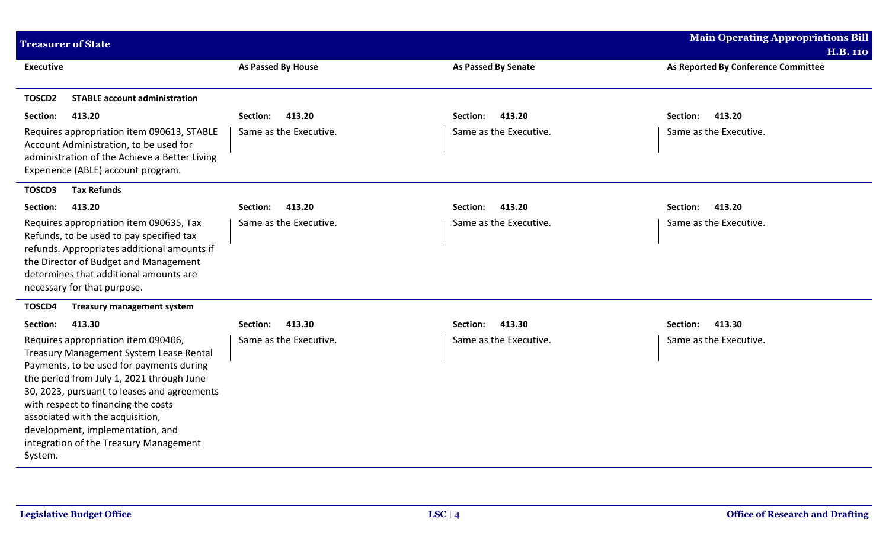| Executive | As Passed By House | As Passed By Senate | As Reported By Conference Committee |
|---|---|---|---|
| **TOSCD2 STABLE account administration** | | | |
| **Section: 413.20** | **Section: 413.20** | **Section: 413.20** | **Section: 413.20** |
| Requires appropriation item 090613, STABLE Account Administration, to be used for administration of the Achieve a Better Living Experience (ABLE) account program. | Same as the Executive. | Same as the Executive. | Same as the Executive. |
| **TOSCD3 Tax Refunds** | | | |
| **Section: 413.20** | **Section: 413.20** | **Section: 413.20** | **Section: 413.20** |
| Requires appropriation item 090635, Tax Refunds, to be used to pay specified tax refunds. Appropriates additional amounts if the Director of Budget and Management determines that additional amounts are necessary for that purpose. | Same as the Executive. | Same as the Executive. | Same as the Executive. |
| **TOSCD4 Treasury management system** | | | |
| **Section: 413.30** | **Section: 413.30** | **Section: 413.30** | **Section: 413.30** |
| Requires appropriation item 090406, Treasury Management System Lease Rental Payments, to be used for payments during the period from July 1, 2021 through June 30, 2023, pursuant to leases and agreements with respect to financing the costs associated with the acquisition, development, implementation, and integration of the Treasury Management System. | Same as the Executive. | Same as the Executive. | Same as the Executive. |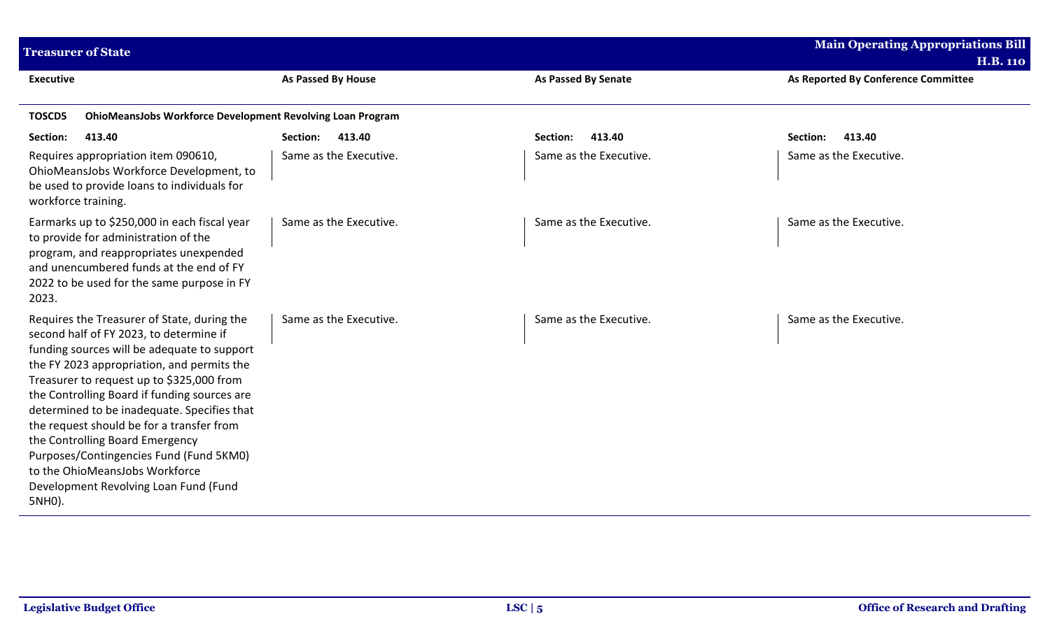| Executive | As Passed By House | As Passed By Senate | As Reported By Conference Committee |
|---|---|---|---|
| **TOSCD5 OhioMeansJobs Workforce Development Revolving Loan Program** | | | |
| **Section: 413.40** | **Section: 413.40** | **Section: 413.40** | **Section: 413.40** |
| Requires appropriation item 090610, OhioMeansJobs Workforce Development, to be used to provide loans to individuals for workforce training. | Same as the Executive. | Same as the Executive. | Same as the Executive. |
| Earmarks up to $250,000 in each fiscal year to provide for administration of the program, and reappropriates unexpended and unencumbered funds at the end of FY 2022 to be used for the same purpose in FY 2023. | Same as the Executive. | Same as the Executive. | Same as the Executive. |
| Requires the Treasurer of State, during the second half of FY 2023, to determine if funding sources will be adequate to support the FY 2023 appropriation, and permits the Treasurer to request up to $325,000 from the Controlling Board if funding sources are determined to be inadequate. Specifies that the request should be for a transfer from the Controlling Board Emergency Purposes/Contingencies Fund (Fund 5KM0) to the OhioMeansJobs Workforce Development Revolving Loan Fund (Fund 5NH0). | Same as the Executive. | Same as the Executive. | Same as the Executive. |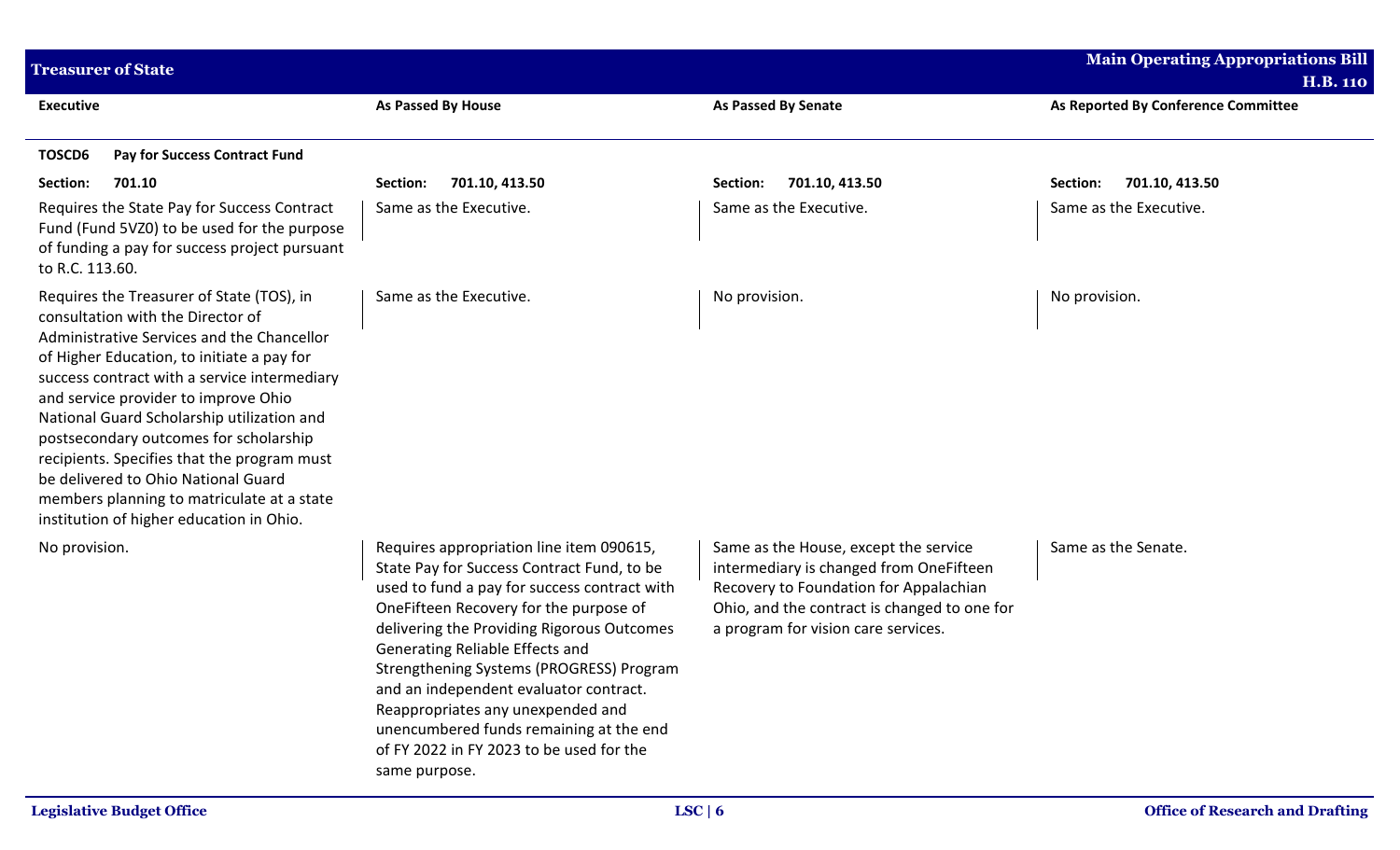| Executive | As Passed By House | As Passed By Senate | As Reported By Conference Committee |
|---|---|---|---|
| **TOSCD6 Pay for Success Contract Fund** | | | |
| **Section: 701.10** | **Section: 701.10, 413.50** | **Section: 701.10, 413.50** | **Section: 701.10, 413.50** |
| Requires the State Pay for Success Contract Fund (Fund 5VZ0) to be used for the purpose of funding a pay for success project pursuant to R.C. 113.60. | Same as the Executive. | Same as the Executive. | Same as the Executive. |
| Requires the Treasurer of State (TOS), in consultation with the Director of Administrative Services and the Chancellor of Higher Education, to initiate a pay for success contract with a service intermediary and service provider to improve Ohio National Guard Scholarship utilization and postsecondary outcomes for scholarship recipients. Specifies that the program must be delivered to Ohio National Guard members planning to matriculate at a state institution of higher education in Ohio. | Same as the Executive. | No provision. | No provision. |
| No provision. | Requires appropriation line item 090615, State Pay for Success Contract Fund, to be used to fund a pay for success contract with OneFifteen Recovery for the purpose of delivering the Providing Rigorous Outcomes Generating Reliable Effects and Strengthening Systems (PROGRESS) Program and an independent evaluator contract. Reappropriates any unexpended and unencumbered funds remaining at the end of FY 2022 in FY 2023 to be used for the same purpose. | Same as the House, except the service intermediary is changed from OneFifteen Recovery to Foundation for Appalachian Ohio, and the contract is changed to one for a program for vision care services. | Same as the Senate. |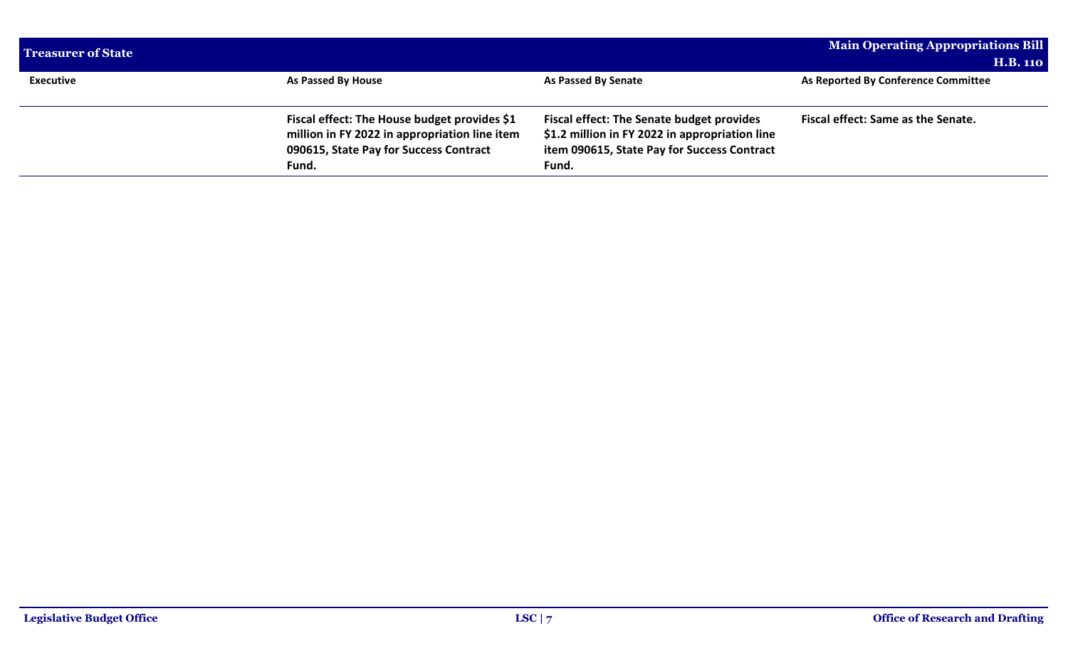| Executive | As Passed By House | As Passed By Senate | As Reported By Conference Committee |
|---|---|---|---|
| | **Fiscal effect: The House budget provides $1 million in FY 2022 in appropriation line item 090615, State Pay for Success Contract Fund.** | **Fiscal effect: The Senate budget provides $1.2 million in FY 2022 in appropriation line item 090615, State Pay for Success Contract Fund.** | **Fiscal effect: Same as the Senate.** |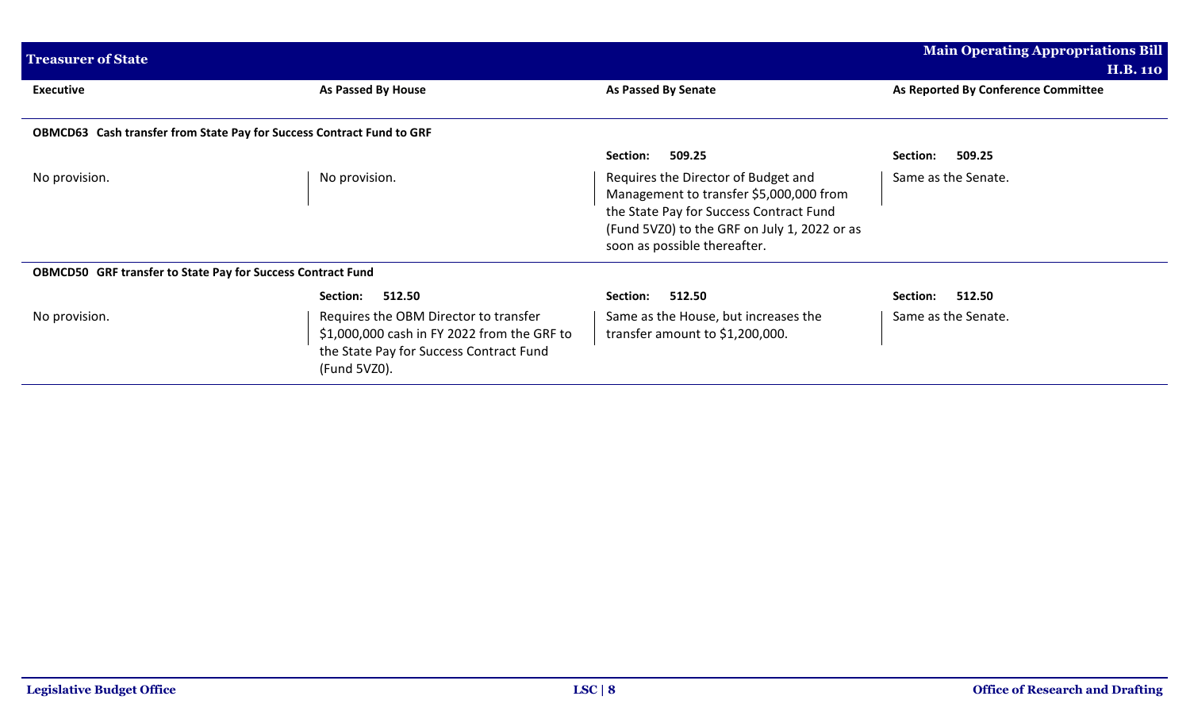| Executive | As Passed By House | As Passed By Senate | As Reported By Conference Committee |
|---|---|---|---|
| **OBMCD63 Cash transfer from State Pay for Success Contract Fund to GRF** | | | |
| | | **Section: 509.25** | **Section: 509.25** |
| No provision. | No provision. | Requires the Director of Budget and Management to transfer $5,000,000 from the State Pay for Success Contract Fund (Fund 5VZ0) to the GRF on July 1, 2022 or as soon as possible thereafter. | Same as the Senate. |
| **OBMCD50 GRF transfer to State Pay for Success Contract Fund** | | | |
| | **Section: 512.50** | **Section: 512.50** | **Section: 512.50** |
| No provision. | Requires the OBM Director to transfer $1,000,000 cash in FY 2022 from the GRF to the State Pay for Success Contract Fund (Fund 5VZ0). | Same as the House, but increases the transfer amount to $1,200,000. | Same as the Senate. |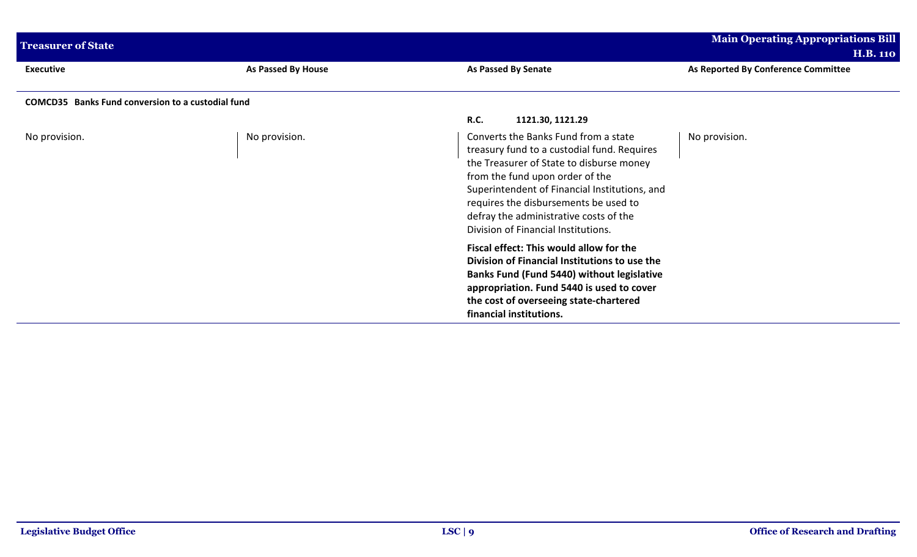| Executive | As Passed By House | As Passed By Senate | As Reported By Conference Committee |
|---|---|---|---|
| **COMCD35 Banks Fund conversion to a custodial fund** | | | |
| | | **R.C. 1121.30, 1121.29** | |
| No provision. | No provision. | Converts the Banks Fund from a state treasury fund to a custodial fund. Requires the Treasurer of State to disburse money from the fund upon order of the Superintendent of Financial Institutions, and requires the disbursements be used to defray the administrative costs of the Division of Financial Institutions. | No provision. |
| | | **Fiscal effect: This would allow for the Division of Financial Institutions to use the Banks Fund (Fund 5440) without legislative appropriation. Fund 5440 is used to cover the cost of overseeing state-chartered financial institutions.** | |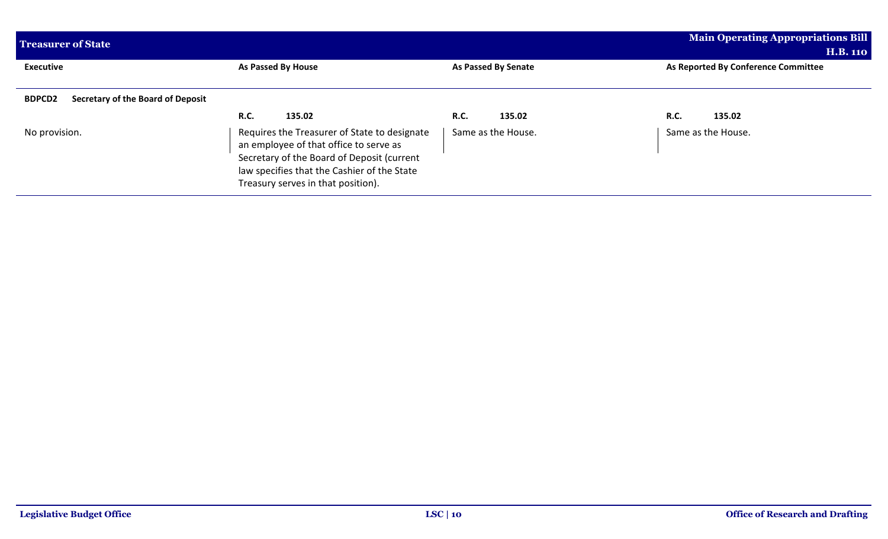| Executive | As Passed By House | As Passed By Senate | As Reported By Conference Committee |
|---|---|---|---|
| **BDPCD2 Secretary of the Board of Deposit** | | | |
| | **R.C. 135.02** | **R.C. 135.02** | **R.C. 135.02** |
| No provision. | Requires the Treasurer of State to designate an employee of that office to serve as Secretary of the Board of Deposit (current law specifies that the Cashier of the State Treasury serves in that position). | Same as the House. | Same as the House. |